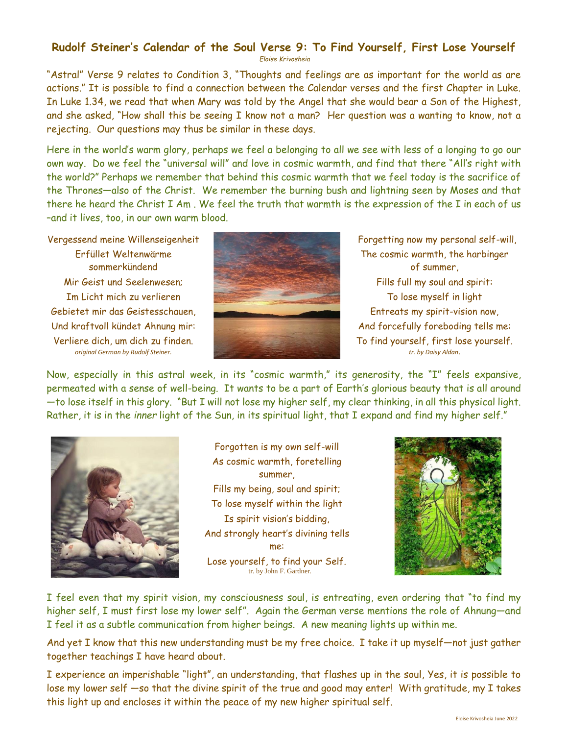## Rudolf Steiner's Calendar of the Soul Verse 9: To Find Yourself, First Lose Yourself

*Eloise Krivosheia*

"Astral" Verse 9 relates to Condition 3, "Thoughts and feelings are as important for the world as are actions." It is possible to find a connection between the Calendar verses and the first Chapter in Luke. In Luke 1.34, we read that when Mary was told by the Angel that she would bear a Son of the Highest, and she asked, "How shall this be seeing I know not a man? Her question was a wanting to know, not a rejecting. Our questions may thus be similar in these days.

Here in the world's warm glory, perhaps we feel a belonging to all we see with less of a longing to go our own way. Do we feel the "universal will" and love in cosmic warmth, and find that there "All's right with the world?" Perhaps we remember that behind this cosmic warmth that we feel today is the sacrifice of the Thrones—also of the Christ. We remember the burning bush and lightning seen by Moses and that there he heard the Christ I Am . We feel the truth that warmth is the expression of the I in each of us –and it lives, too, in our own warm blood.

Vergessend meine Willenseigenheit
Erfüllet Weltenwärme
sommerkündend
Mir Geist und Seelenwesen;
Im Licht mich zu verlieren
Gebietet mir das Geistesschauen,
Und kraftvoll kündet Ahnung mir:
Verliere dich, um dich zu finden.
*original German by Rudolf Steiner.*

Forgetting now my personal self-will,
The cosmic warmth, the harbinger
of summer,
Fills full my soul and spirit:
To lose myself in light
Entreats my spirit-vision now,
And forcefully foreboding tells me:
To find yourself, first lose yourself.
*tr. by Daisy Aldan.*

Now, especially in this astral week, in its "cosmic warmth," its generosity, the "I" feels expansive, permeated with a sense of well-being. It wants to be a part of Earth's glorious beauty that is all around —to lose itself in this glory. "But I will not lose my higher self, my clear thinking, in all this physical light. Rather, it is in the *inner* light of the Sun, in its spiritual light, that I expand and find my higher self."

Forgotten is my own self-will
As cosmic warmth, foretelling
summer,
Fills my being, soul and spirit;
To lose myself within the light
Is spirit vision's bidding,
And strongly heart's divining tells
me:
Lose yourself, to find your Self.
tr. by John F. Gardner.

I feel even that my spirit vision, my consciousness soul, is entreating, even ordering that "to find my higher self, I must first lose my lower self". Again the German verse mentions the role of Ahnung—and I feel it as a subtle communication from higher beings. A new meaning lights up within me.

And yet I know that this new understanding must be my free choice. I take it up myself—not just gather together teachings I have heard about.

I experience an imperishable "light", an understanding, that flashes up in the soul, Yes, it is possible to lose my lower self —so that the divine spirit of the true and good may enter! With gratitude, my I takes this light up and encloses it within the peace of my new higher spiritual self.

Eloise Krivosheia June 2022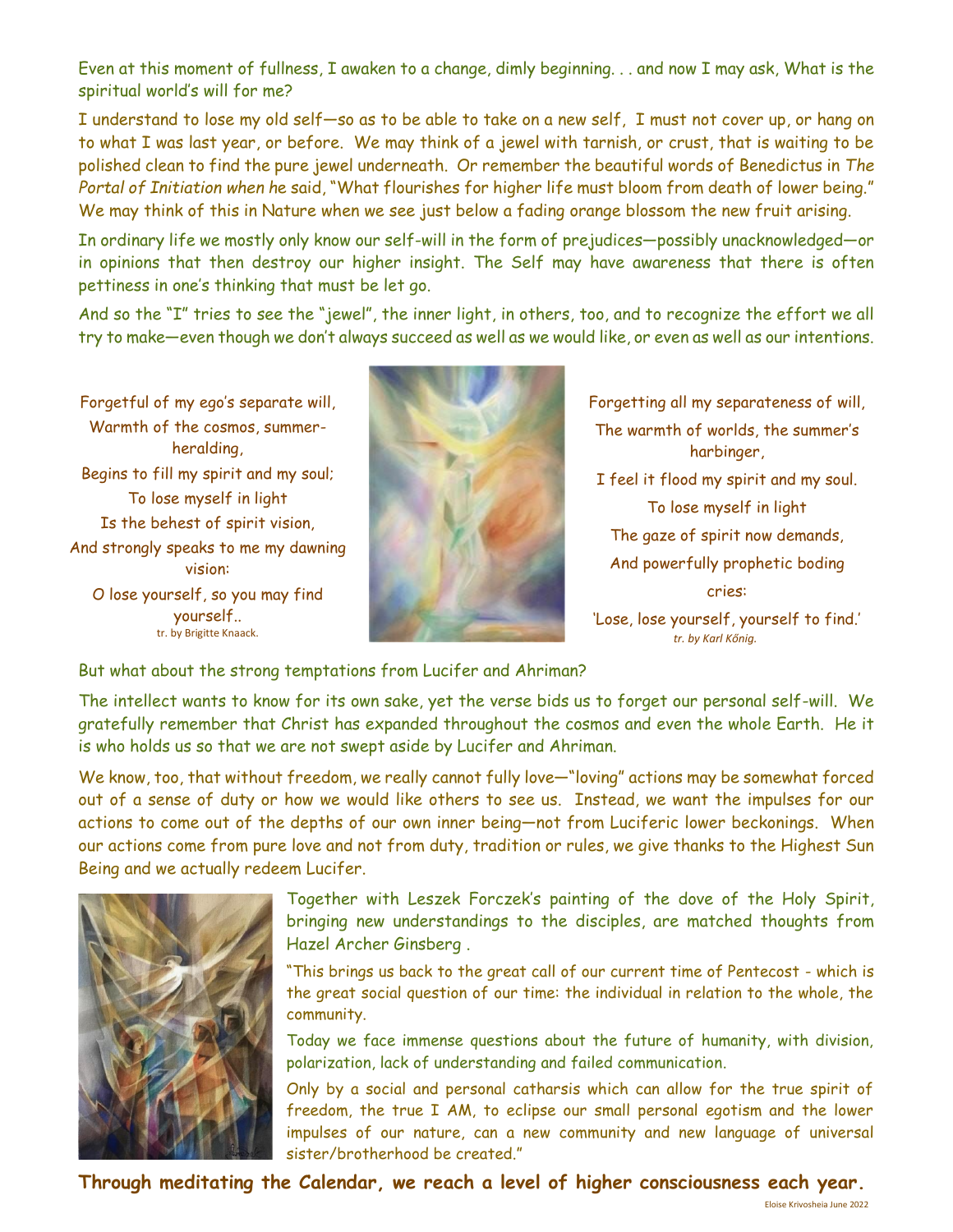Even at this moment of fullness, I awaken to a change, dimly beginning. . . and now I may ask, What is the spiritual world's will for me?

I understand to lose my old self—so as to be able to take on a new self, I must not cover up, or hang on to what I was last year, or before. We may think of a jewel with tarnish, or crust, that is waiting to be polished clean to find the pure jewel underneath. Or remember the beautiful words of Benedictus in *The Portal of Initiation when h*e said, "What flourishes for higher life must bloom from death of lower being." We may think of this in Nature when we see just below a fading orange blossom the new fruit arising.

In ordinary life we mostly only know our self-will in the form of prejudices—possibly unacknowledged—or in opinions that then destroy our higher insight. The Self may have awareness that there is often pettiness in one's thinking that must be let go.

And so the "I" tries to see the "jewel", the inner light, in others, too, and to recognize the effort we all try to make—even though we don't always succeed as well as we would like, or even as well as our intentions.

Forgetful of my ego's separate will,
Warmth of the cosmos, summer-heralding,
Begins to fill my spirit and my soul;
To lose myself in light
Is the behest of spirit vision,
And strongly speaks to me my dawning vision:
O lose yourself, so you may find yourself..
tr. by Brigitte Knaack.

Forgetting all my separateness of will,
The warmth of worlds, the summer's harbinger,
I feel it flood my spirit and my soul.
To lose myself in light
The gaze of spirit now demands,
And powerfully prophetic boding cries:
'Lose, lose yourself, yourself to find.'
*tr. by Karl Kőnig.*

But what about the strong temptations from Lucifer and Ahriman?

The intellect wants to know for its own sake, yet the verse bids us to forget our personal self-will. We gratefully remember that Christ has expanded throughout the cosmos and even the whole Earth. He it is who holds us so that we are not swept aside by Lucifer and Ahriman.

We know, too, that without freedom, we really cannot fully love—"loving" actions may be somewhat forced out of a sense of duty or how we would like others to see us. Instead, we want the impulses for our actions to come out of the depths of our own inner being—not from Luciferic lower beckonings. When our actions come from pure love and not from duty, tradition or rules, we give thanks to the Highest Sun Being and we actually redeem Lucifer.

Together with Leszek Forczek's painting of the dove of the Holy Spirit, bringing new understandings to the disciples, are matched thoughts from Hazel Archer Ginsberg .

"This brings us back to the great call of our current time of Pentecost - which is the great social question of our time: the individual in relation to the whole, the community.

Today we face immense questions about the future of humanity, with division, polarization, lack of understanding and failed communication.

Only by a social and personal catharsis which can allow for the true spirit of freedom, the true I AM, to eclipse our small personal egotism and the lower impulses of our nature, can a new community and new language of universal sister/brotherhood be created."

**Through meditating the Calendar, we reach a level of higher consciousness each year.**

Eloise Krivosheia June 2022